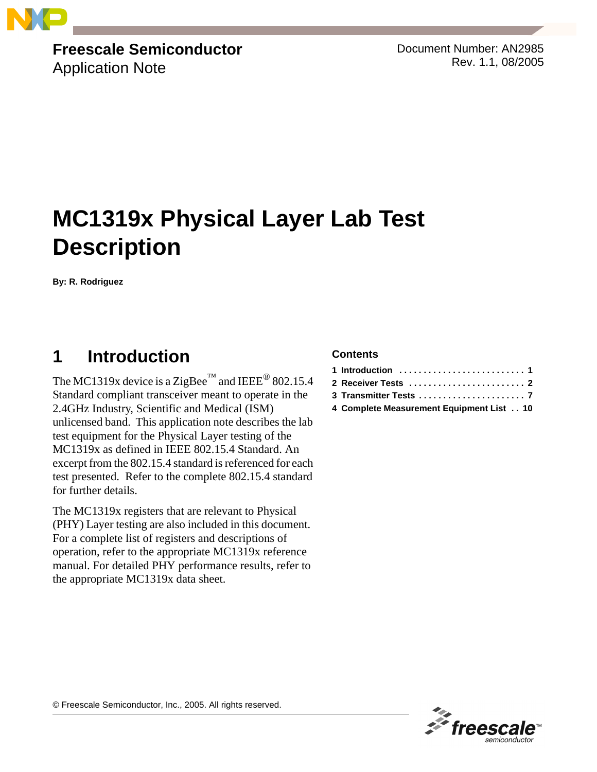**Freescale Semiconductor**
Application Note

Document Number: AN2985
Rev. 1.1, 08/2005

# MC1319x Physical Layer Lab Test Description

**By: R. Rodriguez**

## 1 Introduction

The MC1319x device is a ZigBee™ and IEEE® 802.15.4 Standard compliant transceiver meant to operate in the 2.4GHz Industry, Scientific and Medical (ISM) unlicensed band. This application note describes the lab test equipment for the Physical Layer testing of the MC1319x as defined in IEEE 802.15.4 Standard. An excerpt from the 802.15.4 standard is referenced for each test presented. Refer to the complete 802.15.4 standard for further details.

The MC1319x registers that are relevant to Physical (PHY) Layer testing are also included in this document. For a complete list of registers and descriptions of operation, refer to the appropriate MC1319x reference manual. For detailed PHY performance results, refer to the appropriate MC1319x data sheet.

**Contents**

1 Introduction . . . . . . . . . . . . . . . . . . . . . . . . . . 1
2 Receiver Tests . . . . . . . . . . . . . . . . . . . . . . . . 2
3 Transmitter Tests . . . . . . . . . . . . . . . . . . . . . . 7
4 Complete Measurement Equipment List . . 10

© Freescale Semiconductor, Inc., 2005. All rights reserved.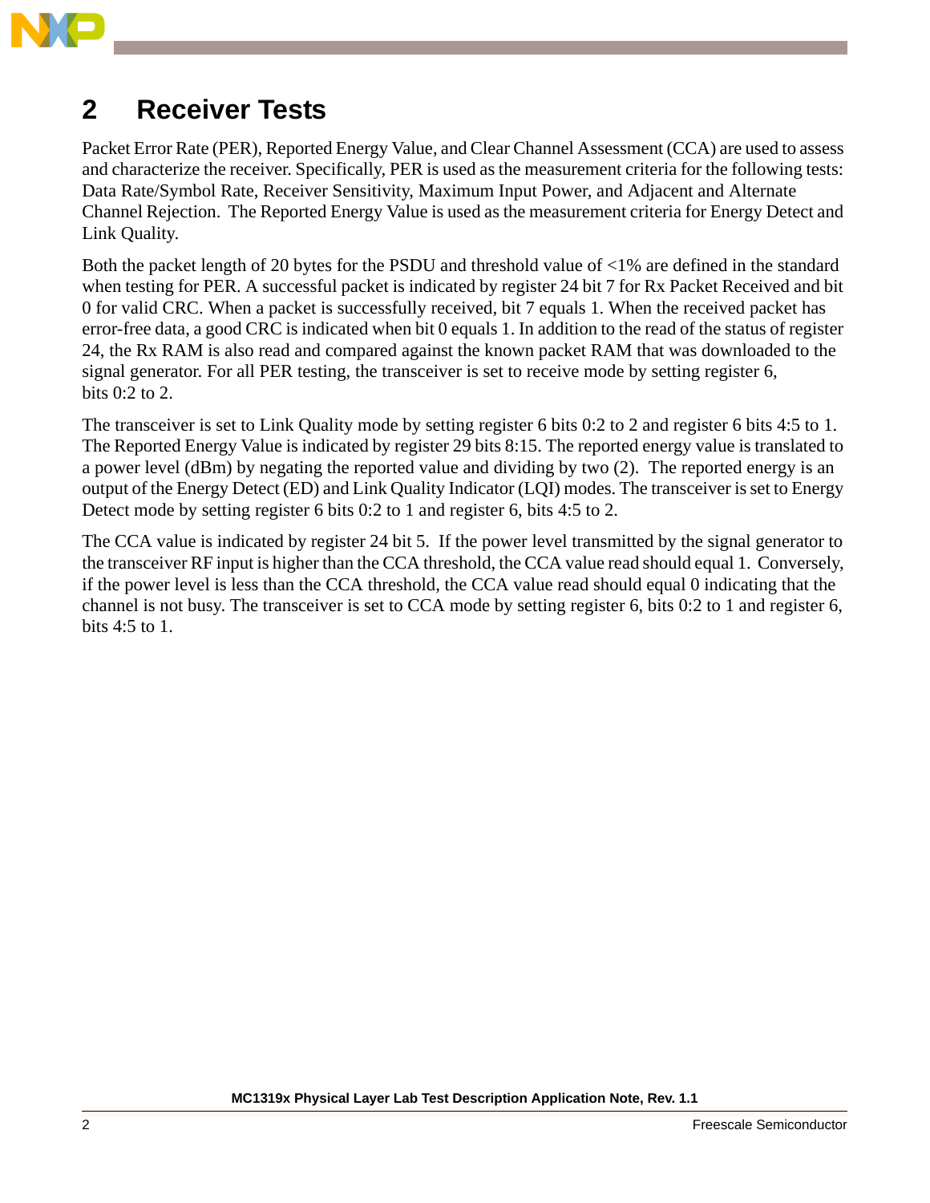# 2 Receiver Tests

Packet Error Rate (PER), Reported Energy Value, and Clear Channel Assessment (CCA) are used to assess and characterize the receiver. Specifically, PER is used as the measurement criteria for the following tests: Data Rate/Symbol Rate, Receiver Sensitivity, Maximum Input Power, and Adjacent and Alternate Channel Rejection. The Reported Energy Value is used as the measurement criteria for Energy Detect and Link Quality.

Both the packet length of 20 bytes for the PSDU and threshold value of <1% are defined in the standard when testing for PER. A successful packet is indicated by register 24 bit 7 for Rx Packet Received and bit 0 for valid CRC. When a packet is successfully received, bit 7 equals 1. When the received packet has error-free data, a good CRC is indicated when bit 0 equals 1. In addition to the read of the status of register 24, the Rx RAM is also read and compared against the known packet RAM that was downloaded to the signal generator. For all PER testing, the transceiver is set to receive mode by setting register 6, bits 0:2 to 2.

The transceiver is set to Link Quality mode by setting register 6 bits 0:2 to 2 and register 6 bits 4:5 to 1. The Reported Energy Value is indicated by register 29 bits 8:15. The reported energy value is translated to a power level (dBm) by negating the reported value and dividing by two (2). The reported energy is an output of the Energy Detect (ED) and Link Quality Indicator (LQI) modes. The transceiver is set to Energy Detect mode by setting register 6 bits 0:2 to 1 and register 6, bits 4:5 to 2.

The CCA value is indicated by register 24 bit 5. If the power level transmitted by the signal generator to the transceiver RF input is higher than the CCA threshold, the CCA value read should equal 1. Conversely, if the power level is less than the CCA threshold, the CCA value read should equal 0 indicating that the channel is not busy. The transceiver is set to CCA mode by setting register 6, bits 0:2 to 1 and register 6, bits 4:5 to 1.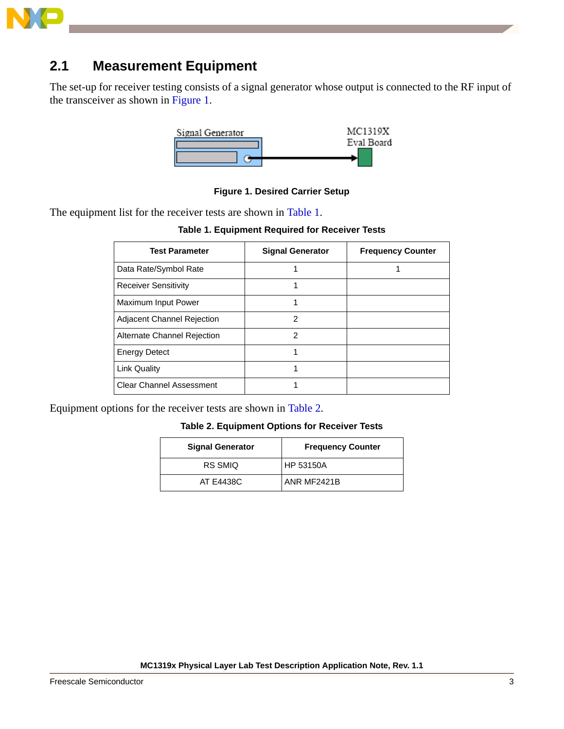## 2.1 Measurement Equipment

The set-up for receiver testing consists of a signal generator whose output is connected to the RF input of the transceiver as shown in Figure 1.

Signal Generator

MC1319X Eval Board

**Figure 1. Desired Carrier Setup**

The equipment list for the receiver tests are shown in Table 1.

**Table 1. Equipment Required for Receiver Tests**

| Test Parameter | Signal Generator | Frequency Counter |
|---|---|---|
| Data Rate/Symbol Rate | 1 | 1 |
| Receiver Sensitivity | 1 | |
| Maximum Input Power | 1 | |
| Adjacent Channel Rejection | 2 | |
| Alternate Channel Rejection | 2 | |
| Energy Detect | 1 | |
| Link Quality | 1 | |
| Clear Channel Assessment | 1 | |

Equipment options for the receiver tests are shown in Table 2.

**Table 2. Equipment Options for Receiver Tests**

| Signal Generator | Frequency Counter |
|---|---|
| RS SMIQ | HP 53150A |
| AT E4438C | ANR MF2421B |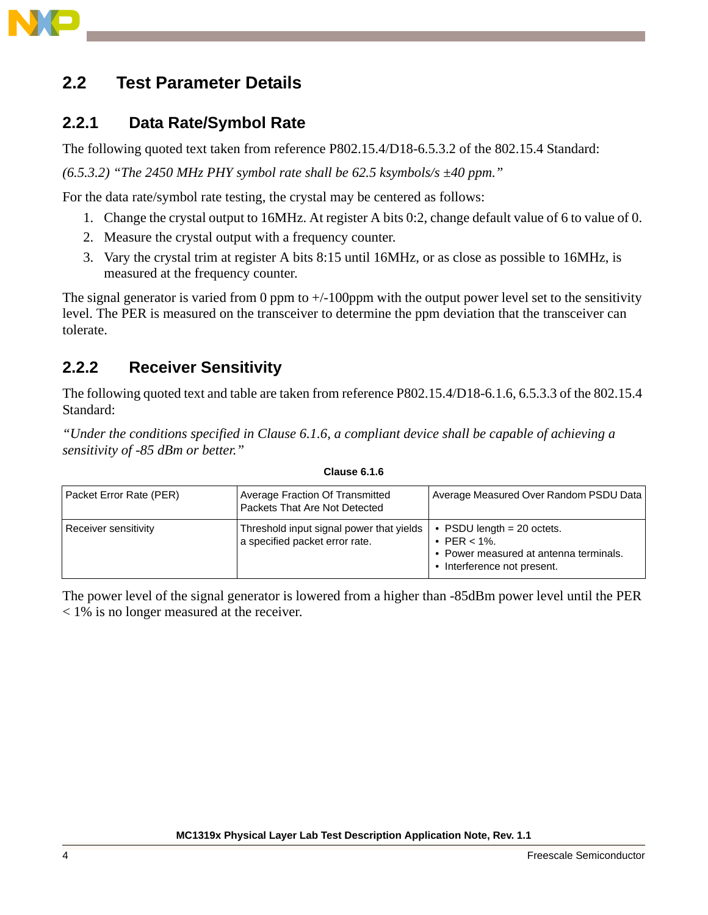## 2.2 Test Parameter Details

### 2.2.1 Data Rate/Symbol Rate

The following quoted text taken from reference P802.15.4/D18-6.5.3.2 of the 802.15.4 Standard:

*(6.5.3.2) "The 2450 MHz PHY symbol rate shall be 62.5 ksymbols/s ±40 ppm."*

For the data rate/symbol rate testing, the crystal may be centered as follows:

1. Change the crystal output to 16MHz. At register A bits 0:2, change default value of 6 to value of 0.
2. Measure the crystal output with a frequency counter.
3. Vary the crystal trim at register A bits 8:15 until 16MHz, or as close as possible to 16MHz, is measured at the frequency counter.

The signal generator is varied from 0 ppm to +/-100ppm with the output power level set to the sensitivity level. The PER is measured on the transceiver to determine the ppm deviation that the transceiver can tolerate.

### 2.2.2 Receiver Sensitivity

The following quoted text and table are taken from reference P802.15.4/D18-6.1.6, 6.5.3.3 of the 802.15.4 Standard:

*"Under the conditions specified in Clause 6.1.6, a compliant device shall be capable of achieving a sensitivity of -85 dBm or better."*

**Clause 6.1.6**

| Packet Error Rate (PER) | Average Fraction Of Transmitted Packets That Are Not Detected | Average Measured Over Random PSDU Data |
|---|---|---|
| Receiver sensitivity | Threshold input signal power that yields a specified packet error rate. | • PSDU length = 20 octets.<br>• PER < 1%.<br>• Power measured at antenna terminals.<br>• Interference not present. |

The power level of the signal generator is lowered from a higher than -85dBm power level until the PER < 1% is no longer measured at the receiver.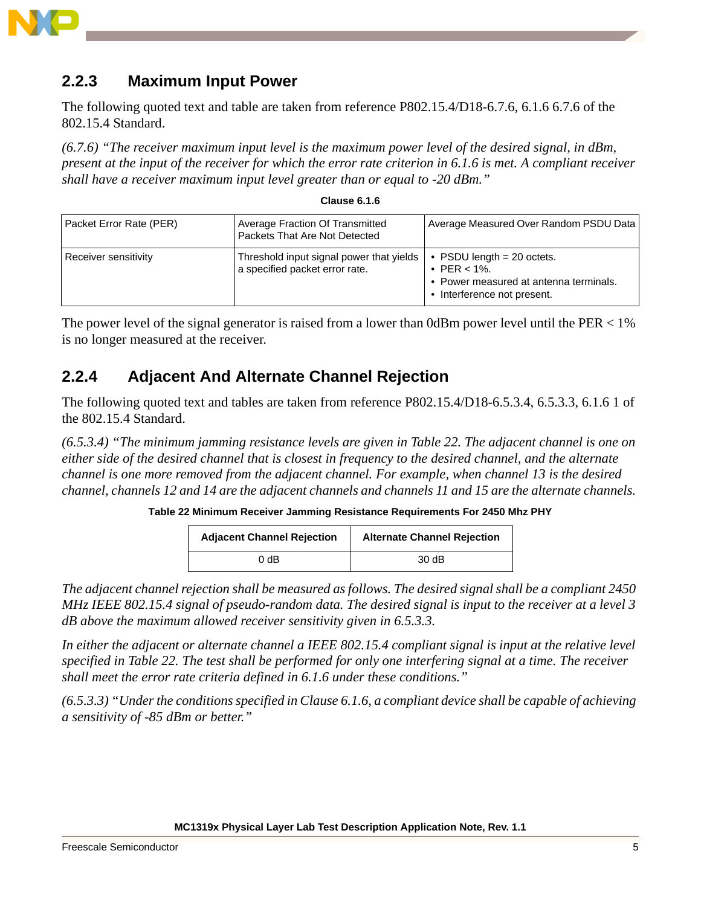## 2.2.3 Maximum Input Power

The following quoted text and table are taken from reference P802.15.4/D18-6.7.6, 6.1.6 6.7.6 of the 802.15.4 Standard.

*(6.7.6) "The receiver maximum input level is the maximum power level of the desired signal, in dBm, present at the input of the receiver for which the error rate criterion in 6.1.6 is met. A compliant receiver shall have a receiver maximum input level greater than or equal to -20 dBm."*

**Clause 6.1.6**

| Packet Error Rate (PER) | Average Fraction Of Transmitted Packets That Are Not Detected | Average Measured Over Random PSDU Data |
|---|---|---|
| Receiver sensitivity | Threshold input signal power that yields a specified packet error rate. | • PSDU length = 20 octets.<br>• PER < 1%.<br>• Power measured at antenna terminals.<br>• Interference not present. |

The power level of the signal generator is raised from a lower than 0dBm power level until the PER < 1% is no longer measured at the receiver.

## 2.2.4 Adjacent And Alternate Channel Rejection

The following quoted text and tables are taken from reference P802.15.4/D18-6.5.3.4, 6.5.3.3, 6.1.6 1 of the 802.15.4 Standard.

*(6.5.3.4) "The minimum jamming resistance levels are given in Table 22. The adjacent channel is one on either side of the desired channel that is closest in frequency to the desired channel, and the alternate channel is one more removed from the adjacent channel. For example, when channel 13 is the desired channel, channels 12 and 14 are the adjacent channels and channels 11 and 15 are the alternate channels.*

**Table 22 Minimum Receiver Jamming Resistance Requirements For 2450 Mhz PHY**

| Adjacent Channel Rejection | Alternate Channel Rejection |
|---|---|
| 0 dB | 30 dB |

*The adjacent channel rejection shall be measured as follows. The desired signal shall be a compliant 2450 MHz IEEE 802.15.4 signal of pseudo-random data. The desired signal is input to the receiver at a level 3 dB above the maximum allowed receiver sensitivity given in 6.5.3.3.*

*In either the adjacent or alternate channel a IEEE 802.15.4 compliant signal is input at the relative level specified in Table 22. The test shall be performed for only one interfering signal at a time. The receiver shall meet the error rate criteria defined in 6.1.6 under these conditions."*

*(6.5.3.3) "Under the conditions specified in Clause 6.1.6, a compliant device shall be capable of achieving a sensitivity of -85 dBm or better."*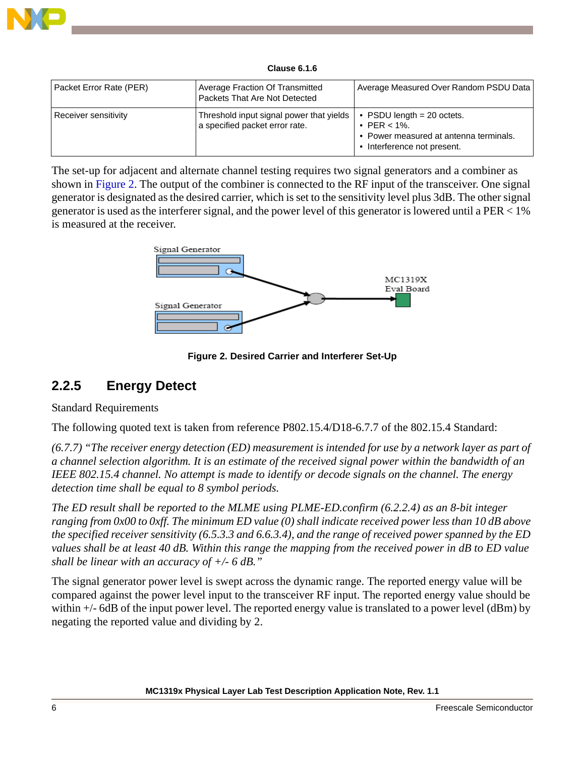**Clause 6.1.6**

| Packet Error Rate (PER) | Average Fraction Of Transmitted Packets That Are Not Detected | Average Measured Over Random PSDU Data |
|---|---|---|
| Receiver sensitivity | Threshold input signal power that yields a specified packet error rate. | • PSDU length = 20 octets.<br>• PER < 1%.<br>• Power measured at antenna terminals.<br>• Interference not present. |

The set-up for adjacent and alternate channel testing requires two signal generators and a combiner as shown in Figure 2. The output of the combiner is connected to the RF input of the transceiver. One signal generator is designated as the desired carrier, which is set to the sensitivity level plus 3dB. The other signal generator is used as the interferer signal, and the power level of this generator is lowered until a PER < 1% is measured at the receiver.

**Figure 2. Desired Carrier and Interferer Set-Up**

## 2.2.5 Energy Detect

Standard Requirements

The following quoted text is taken from reference P802.15.4/D18-6.7.7 of the 802.15.4 Standard:

*(6.7.7) "The receiver energy detection (ED) measurement is intended for use by a network layer as part of a channel selection algorithm. It is an estimate of the received signal power within the bandwidth of an IEEE 802.15.4 channel. No attempt is made to identify or decode signals on the channel. The energy detection time shall be equal to 8 symbol periods.*

*The ED result shall be reported to the MLME using PLME-ED.confirm (6.2.2.4) as an 8-bit integer ranging from 0x00 to 0xff. The minimum ED value (0) shall indicate received power less than 10 dB above the specified receiver sensitivity (6.5.3.3 and 6.6.3.4), and the range of received power spanned by the ED values shall be at least 40 dB. Within this range the mapping from the received power in dB to ED value shall be linear with an accuracy of +/- 6 dB."*

The signal generator power level is swept across the dynamic range. The reported energy value will be compared against the power level input to the transceiver RF input. The reported energy value should be within +/- 6dB of the input power level. The reported energy value is translated to a power level (dBm) by negating the reported value and dividing by 2.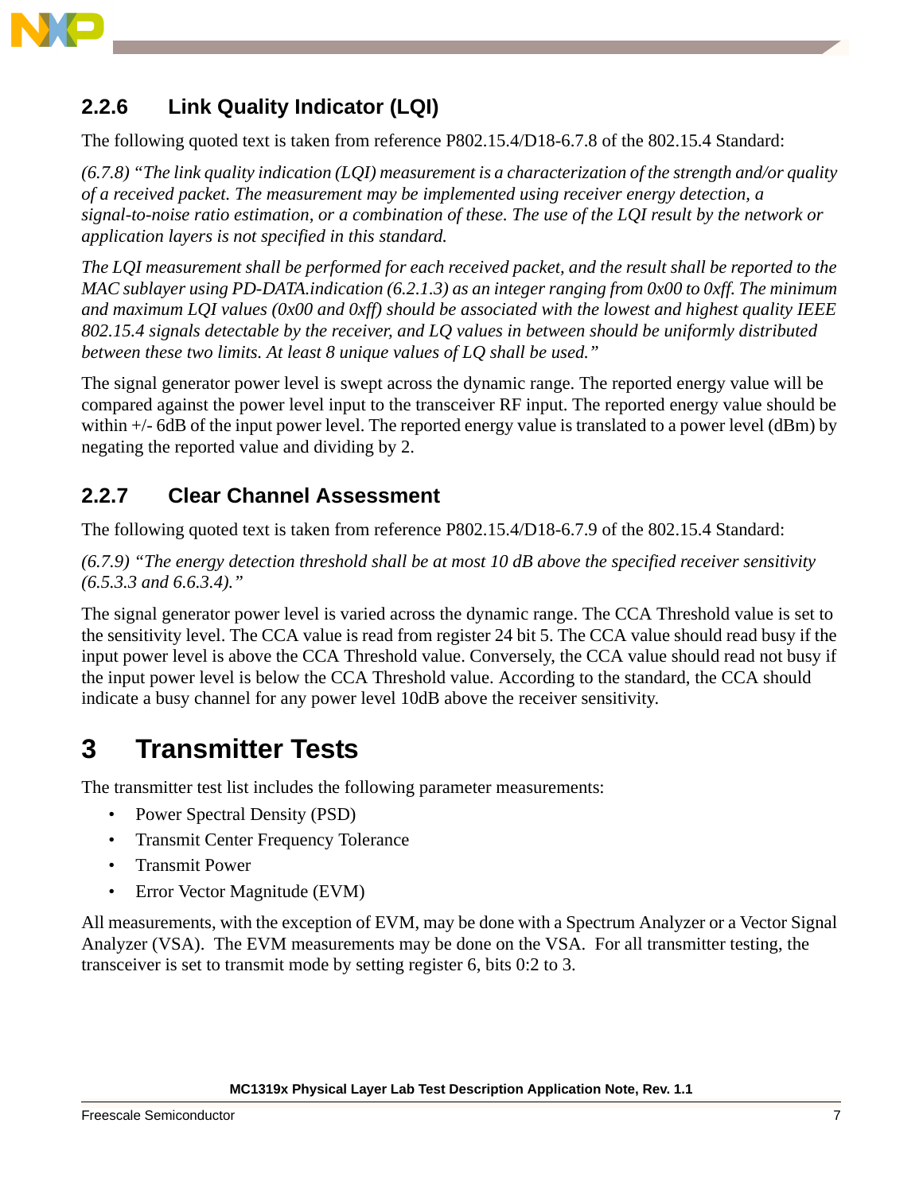### 2.2.6 Link Quality Indicator (LQI)

The following quoted text is taken from reference P802.15.4/D18-6.7.8 of the 802.15.4 Standard:

*(6.7.8) "The link quality indication (LQI) measurement is a characterization of the strength and/or quality of a received packet. The measurement may be implemented using receiver energy detection, a signal-to-noise ratio estimation, or a combination of these. The use of the LQI result by the network or application layers is not specified in this standard.*

*The LQI measurement shall be performed for each received packet, and the result shall be reported to the MAC sublayer using PD-DATA.indication (6.2.1.3) as an integer ranging from 0x00 to 0xff. The minimum and maximum LQI values (0x00 and 0xff) should be associated with the lowest and highest quality IEEE 802.15.4 signals detectable by the receiver, and LQ values in between should be uniformly distributed between these two limits. At least 8 unique values of LQ shall be used."*

The signal generator power level is swept across the dynamic range. The reported energy value will be compared against the power level input to the transceiver RF input. The reported energy value should be within +/- 6dB of the input power level. The reported energy value is translated to a power level (dBm) by negating the reported value and dividing by 2.

### 2.2.7 Clear Channel Assessment

The following quoted text is taken from reference P802.15.4/D18-6.7.9 of the 802.15.4 Standard:

*(6.7.9) "The energy detection threshold shall be at most 10 dB above the specified receiver sensitivity (6.5.3.3 and 6.6.3.4)."*

The signal generator power level is varied across the dynamic range. The CCA Threshold value is set to the sensitivity level. The CCA value is read from register 24 bit 5. The CCA value should read busy if the input power level is above the CCA Threshold value. Conversely, the CCA value should read not busy if the input power level is below the CCA Threshold value. According to the standard, the CCA should indicate a busy channel for any power level 10dB above the receiver sensitivity.

# 3 Transmitter Tests

The transmitter test list includes the following parameter measurements:

- Power Spectral Density (PSD)
- Transmit Center Frequency Tolerance
- Transmit Power
- Error Vector Magnitude (EVM)

All measurements, with the exception of EVM, may be done with a Spectrum Analyzer or a Vector Signal Analyzer (VSA). The EVM measurements may be done on the VSA. For all transmitter testing, the transceiver is set to transmit mode by setting register 6, bits 0:2 to 3.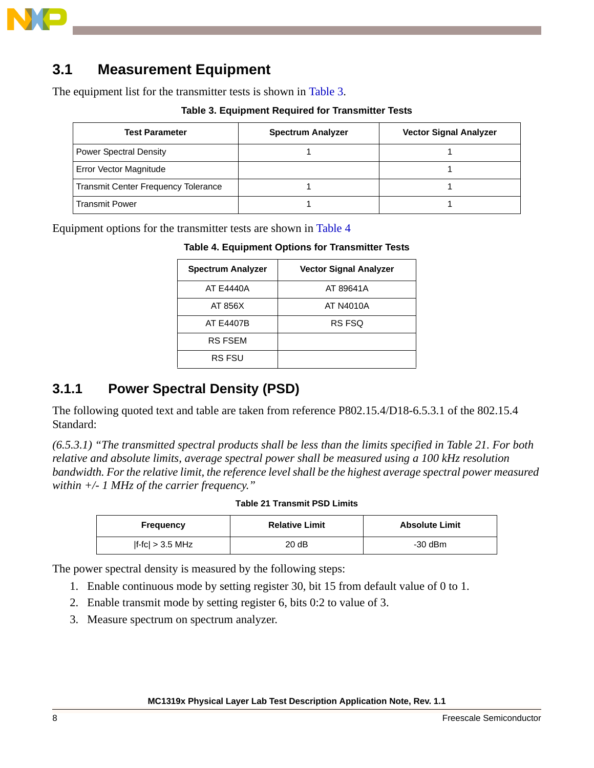## 3.1 Measurement Equipment

The equipment list for the transmitter tests is shown in Table 3.

**Table 3. Equipment Required for Transmitter Tests**

| Test Parameter | Spectrum Analyzer | Vector Signal Analyzer |
|---|---|---|
| Power Spectral Density | 1 | 1 |
| Error Vector Magnitude | | 1 |
| Transmit Center Frequency Tolerance | 1 | 1 |
| Transmit Power | 1 | 1 |

Equipment options for the transmitter tests are shown in Table 4

**Table 4. Equipment Options for Transmitter Tests**

| Spectrum Analyzer | Vector Signal Analyzer |
|---|---|
| AT E4440A | AT 89641A |
| AT 856X | AT N4010A |
| AT E4407B | RS FSQ |
| RS FSEM | |
| RS FSU | |

### 3.1.1 Power Spectral Density (PSD)

The following quoted text and table are taken from reference P802.15.4/D18-6.5.3.1 of the 802.15.4 Standard:

*(6.5.3.1) "The transmitted spectral products shall be less than the limits specified in Table 21. For both relative and absolute limits, average spectral power shall be measured using a 100 kHz resolution bandwidth. For the relative limit, the reference level shall be the highest average spectral power measured within +/- 1 MHz of the carrier frequency."*

**Table 21 Transmit PSD Limits**

| Frequency | Relative Limit | Absolute Limit |
|---|---|---|
| \|f-fc\| > 3.5 MHz | 20 dB | -30 dBm |

The power spectral density is measured by the following steps:

1. Enable continuous mode by setting register 30, bit 15 from default value of 0 to 1.
2. Enable transmit mode by setting register 6, bits 0:2 to value of 3.
3. Measure spectrum on spectrum analyzer.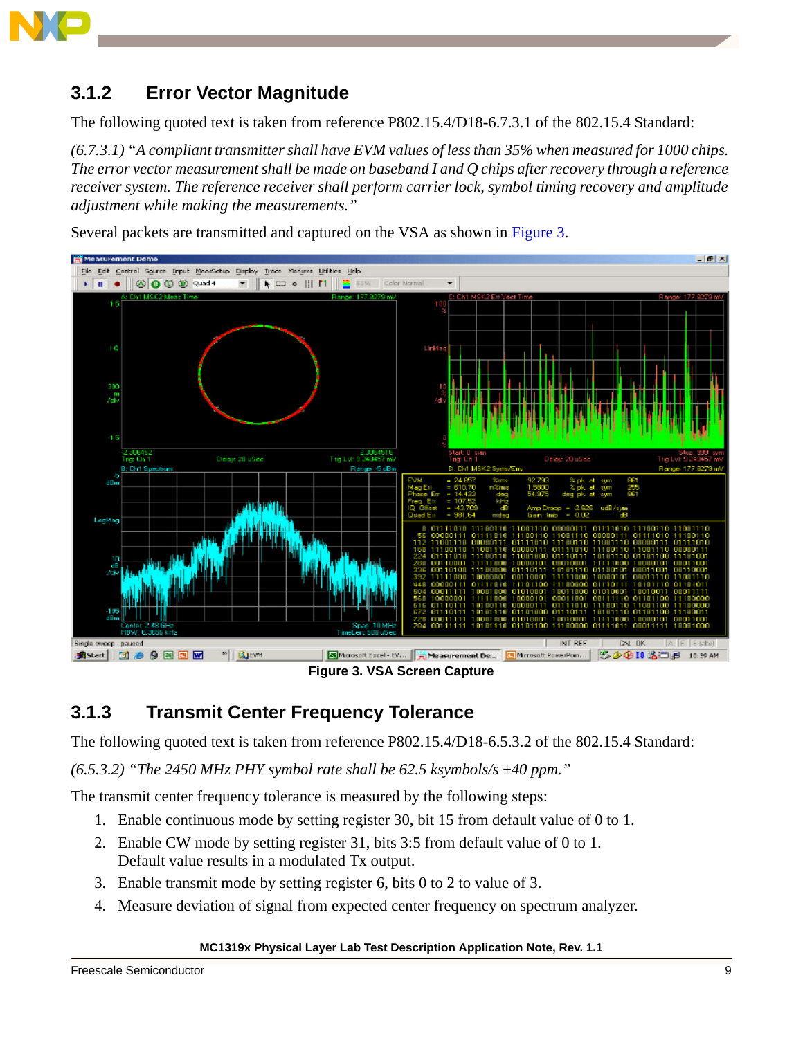### 3.1.2 Error Vector Magnitude

The following quoted text is taken from reference P802.15.4/D18-6.7.3.1 of the 802.15.4 Standard:

*(6.7.3.1) "A compliant transmitter shall have EVM values of less than 35% when measured for 1000 chips. The error vector measurement shall be made on baseband I and Q chips after recovery through a reference receiver system. The reference receiver shall perform carrier lock, symbol timing recovery and amplitude adjustment while making the measurements."*

Several packets are transmitted and captured on the VSA as shown in Figure 3.

**Figure 3. VSA Screen Capture**

### 3.1.3 Transmit Center Frequency Tolerance

The following quoted text is taken from reference P802.15.4/D18-6.5.3.2 of the 802.15.4 Standard:

*(6.5.3.2) "The 2450 MHz PHY symbol rate shall be 62.5 ksymbols/s ±40 ppm."*

The transmit center frequency tolerance is measured by the following steps:

1. Enable continuous mode by setting register 30, bit 15 from default value of 0 to 1.
2. Enable CW mode by setting register 31, bits 3:5 from default value of 0 to 1. Default value results in a modulated Tx output.
3. Enable transmit mode by setting register 6, bits 0 to 2 to value of 3.
4. Measure deviation of signal from expected center frequency on spectrum analyzer.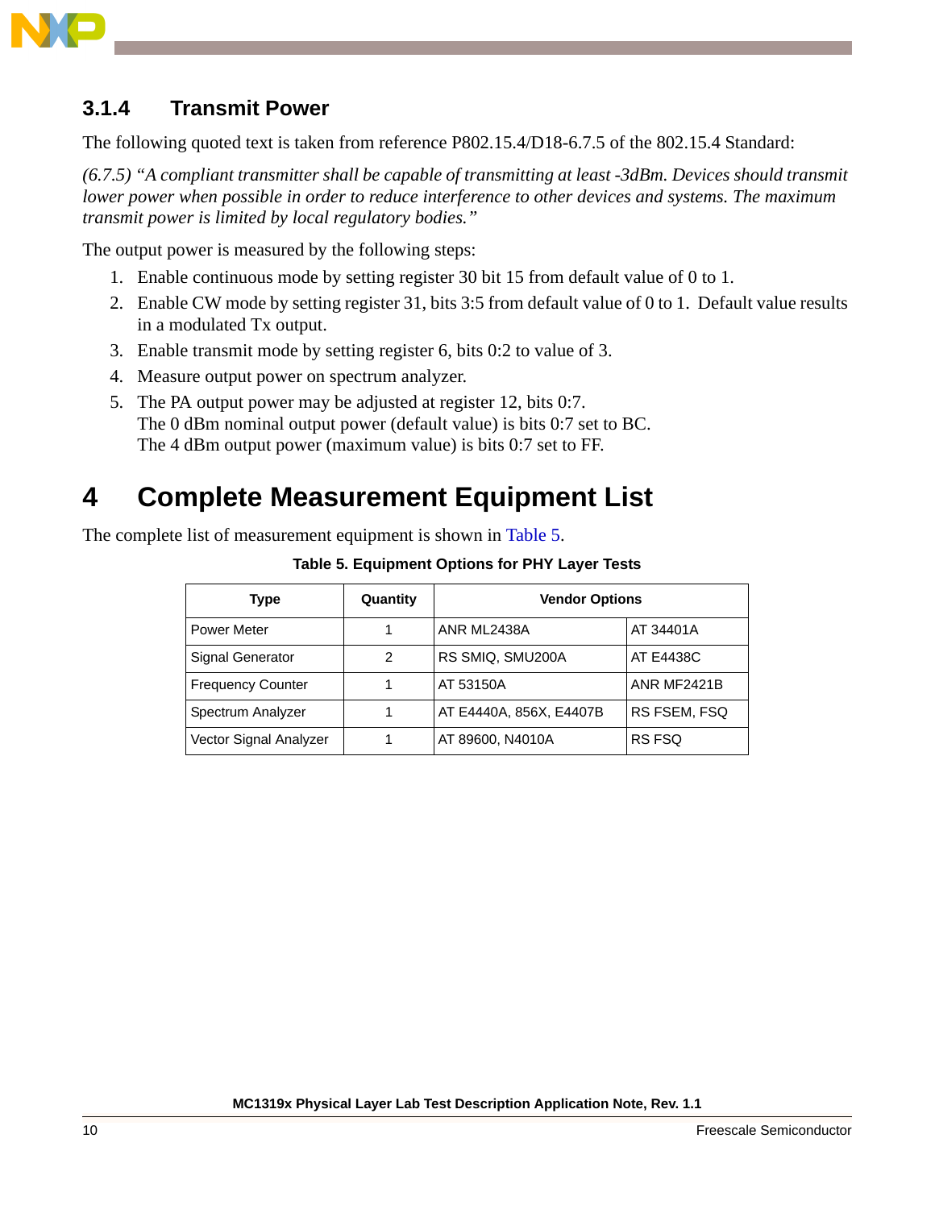### 3.1.4 Transmit Power

The following quoted text is taken from reference P802.15.4/D18-6.7.5 of the 802.15.4 Standard:

*(6.7.5) "A compliant transmitter shall be capable of transmitting at least -3dBm. Devices should transmit lower power when possible in order to reduce interference to other devices and systems. The maximum transmit power is limited by local regulatory bodies."*

The output power is measured by the following steps:

1. Enable continuous mode by setting register 30 bit 15 from default value of 0 to 1.
2. Enable CW mode by setting register 31, bits 3:5 from default value of 0 to 1. Default value results in a modulated Tx output.
3. Enable transmit mode by setting register 6, bits 0:2 to value of 3.
4. Measure output power on spectrum analyzer.
5. The PA output power may be adjusted at register 12, bits 0:7.
   The 0 dBm nominal output power (default value) is bits 0:7 set to BC.
   The 4 dBm output power (maximum value) is bits 0:7 set to FF.

# 4 Complete Measurement Equipment List

The complete list of measurement equipment is shown in Table 5.

**Table 5. Equipment Options for PHY Layer Tests**

| Type | Quantity | Vendor Options | |
|---|---|---|---|
| Power Meter | 1 | ANR ML2438A | AT 34401A |
| Signal Generator | 2 | RS SMIQ, SMU200A | AT E4438C |
| Frequency Counter | 1 | AT 53150A | ANR MF2421B |
| Spectrum Analyzer | 1 | AT E4440A, 856X, E4407B | RS FSEM, FSQ |
| Vector Signal Analyzer | 1 | AT 89600, N4010A | RS FSQ |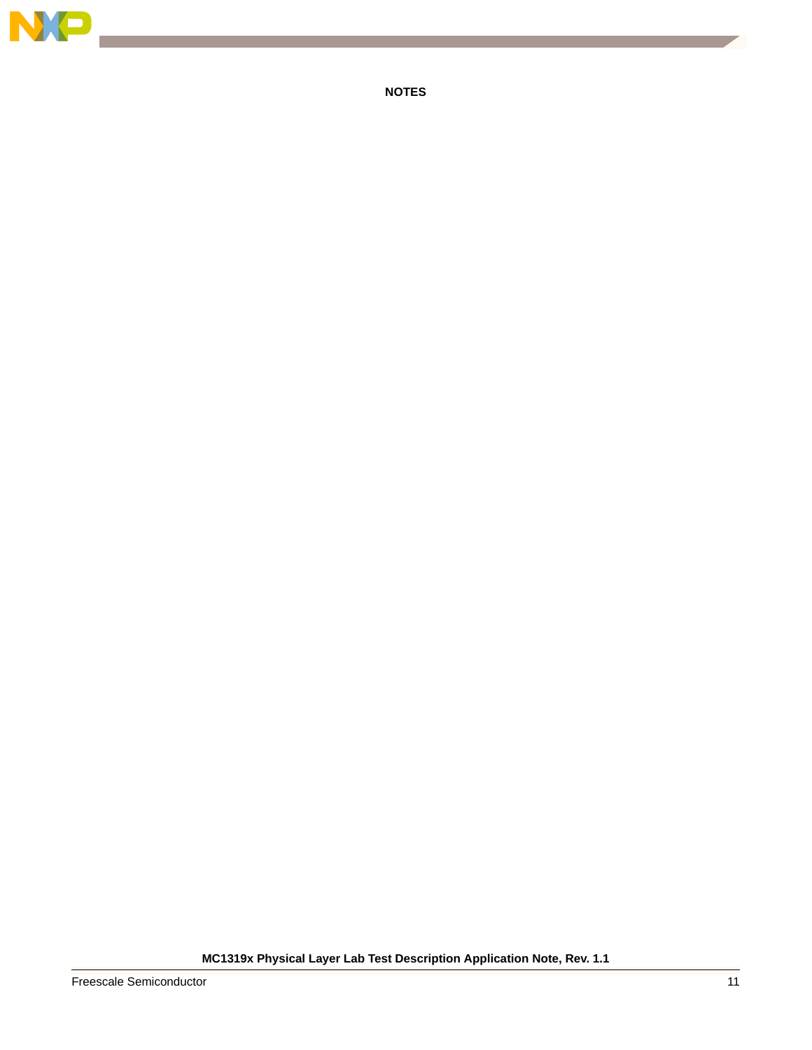# NOTES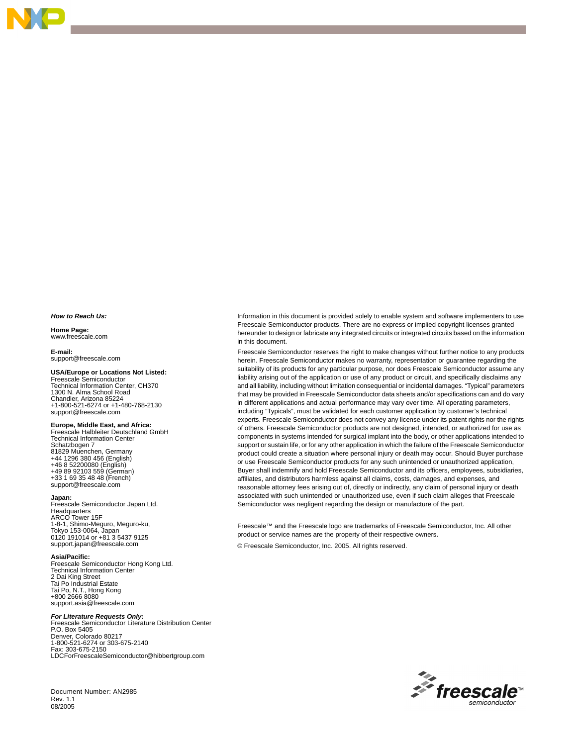***How to Reach Us:***

**Home Page:**
www.freescale.com

**E-mail:**
support@freescale.com

**USA/Europe or Locations Not Listed:**
Freescale Semiconductor
Technical Information Center, CH370
1300 N. Alma School Road
Chandler, Arizona 85224
+1-800-521-6274 or +1-480-768-2130
support@freescale.com

**Europe, Middle East, and Africa:**
Freescale Halbleiter Deutschland GmbH
Technical Information Center
Schatzbogen 7
81829 Muenchen, Germany
+44 1296 380 456 (English)
+46 8 52200080 (English)
+49 89 92103 559 (German)
+33 1 69 35 48 48 (French)
support@freescale.com

**Japan:**
Freescale Semiconductor Japan Ltd.
Headquarters
ARCO Tower 15F
1-8-1, Shimo-Meguro, Meguro-ku,
Tokyo 153-0064, Japan
0120 191014 or +81 3 5437 9125
support.japan@freescale.com

**Asia/Pacific:**
Freescale Semiconductor Hong Kong Ltd.
Technical Information Center
2 Dai King Street
Tai Po Industrial Estate
Tai Po, N.T., Hong Kong
+800 2666 8080
support.asia@freescale.com

***For Literature Requests Only*:**
Freescale Semiconductor Literature Distribution Center
P.O. Box 5405
Denver, Colorado 80217
1-800-521-6274 or 303-675-2140
Fax: 303-675-2150
LDCForFreescaleSemiconductor@hibbertgroup.com

Information in this document is provided solely to enable system and software implementers to use Freescale Semiconductor products. There are no express or implied copyright licenses granted hereunder to design or fabricate any integrated circuits or integrated circuits based on the information in this document.

Freescale Semiconductor reserves the right to make changes without further notice to any products herein. Freescale Semiconductor makes no warranty, representation or guarantee regarding the suitability of its products for any particular purpose, nor does Freescale Semiconductor assume any liability arising out of the application or use of any product or circuit, and specifically disclaims any and all liability, including without limitation consequential or incidental damages. "Typical" parameters that may be provided in Freescale Semiconductor data sheets and/or specifications can and do vary in different applications and actual performance may vary over time. All operating parameters, including "Typicals", must be validated for each customer application by customer's technical experts. Freescale Semiconductor does not convey any license under its patent rights nor the rights of others. Freescale Semiconductor products are not designed, intended, or authorized for use as components in systems intended for surgical implant into the body, or other applications intended to support or sustain life, or for any other application in which the failure of the Freescale Semiconductor product could create a situation where personal injury or death may occur. Should Buyer purchase or use Freescale Semiconductor products for any such unintended or unauthorized application, Buyer shall indemnify and hold Freescale Semiconductor and its officers, employees, subsidiaries, affiliates, and distributors harmless against all claims, costs, damages, and expenses, and reasonable attorney fees arising out of, directly or indirectly, any claim of personal injury or death associated with such unintended or unauthorized use, even if such claim alleges that Freescale Semiconductor was negligent regarding the design or manufacture of the part.

Freescale™ and the Freescale logo are trademarks of Freescale Semiconductor, Inc. All other product or service names are the property of their respective owners.

© Freescale Semiconductor, Inc. 2005. All rights reserved.

Document Number: AN2985
Rev. 1.1
08/2005